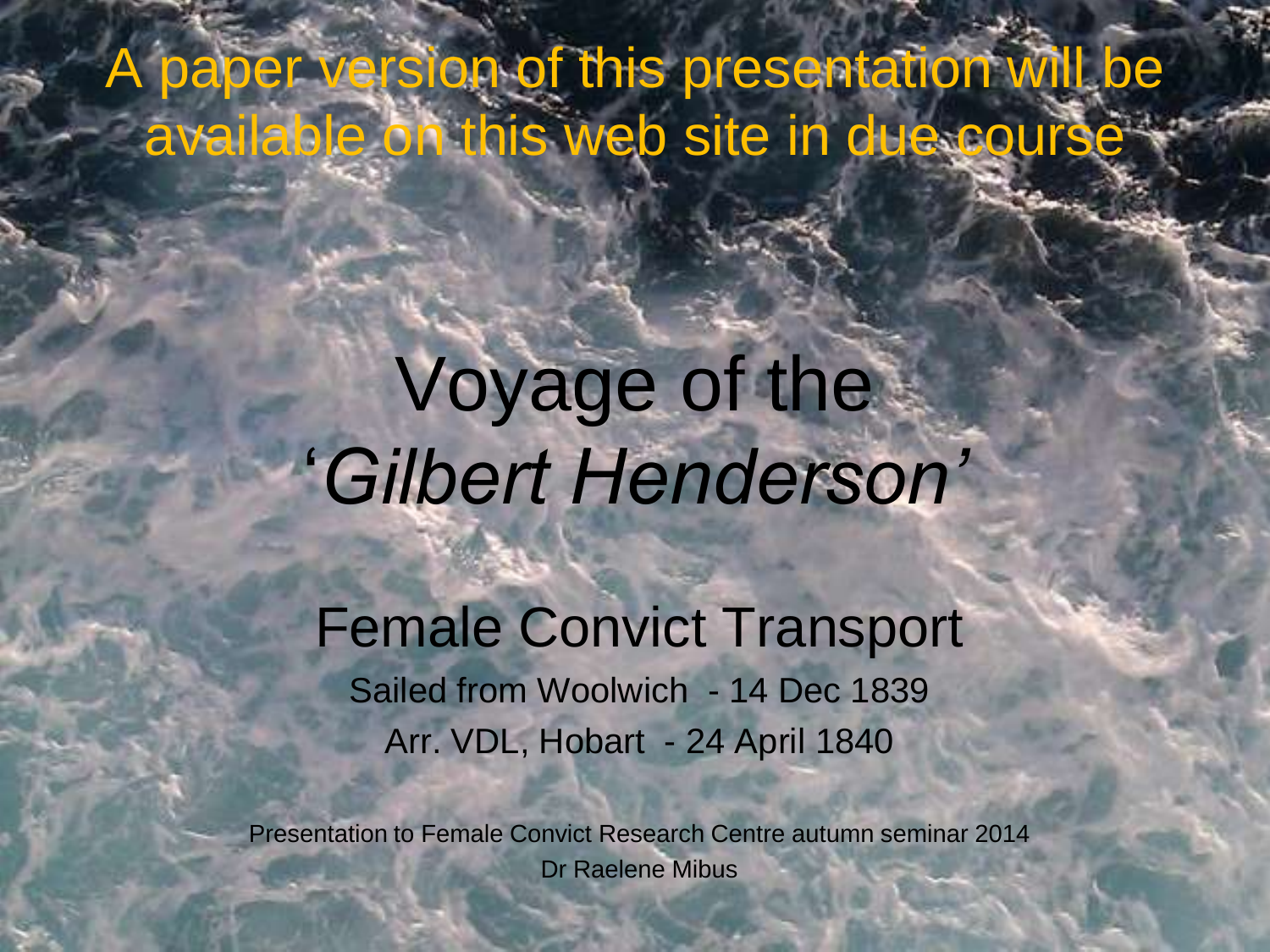A paper version of this presentation will be available on this web site in due course

# Voyage of the '*Gilbert Henderson'*

## Female Convict Transport

Sailed from Woolwich - 14 Dec 1839

Arr. VDL, Hobart - 24 April 1840

Presentation to Female Convict Research Centre autumn seminar 2014

Dr Raelene Mibus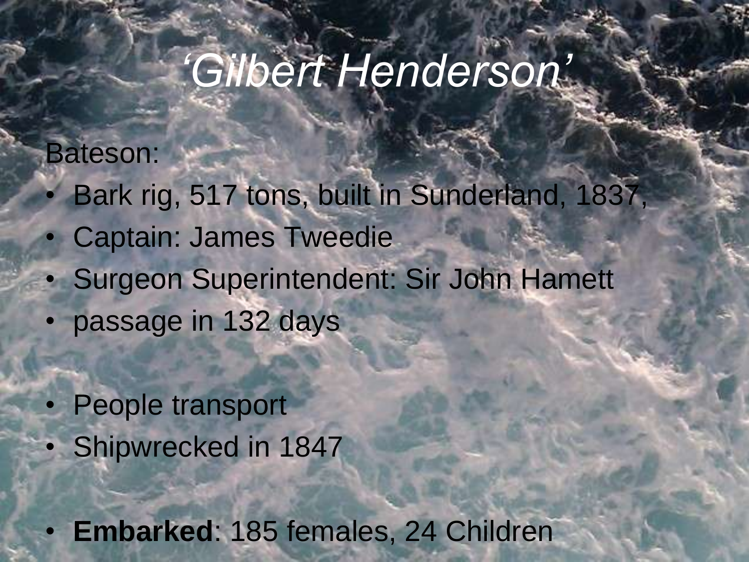# *'Gilbert Henderson'*

Bateson:

- Bark rig, 517 tons, built in Sunderland, 1837,
- Captain: James Tweedie
- Surgeon Superintendent: Sir John Hamett
- passage in 132 days

- People transport
- Shipwrecked in 1847

- **Embarked**: 185 females, 24 Children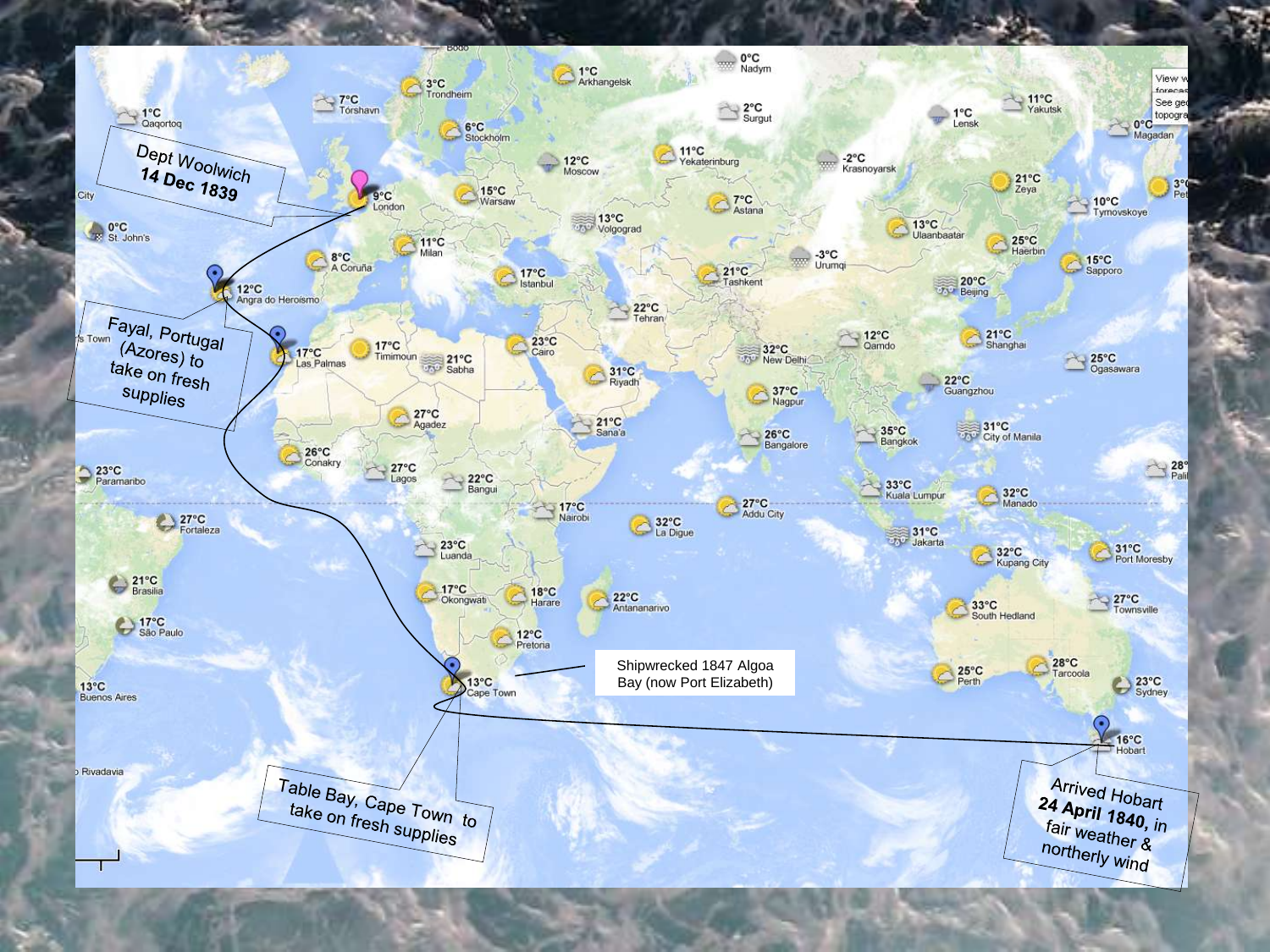Dept Woolwich
**14 Dec 1839**

Fayal, Portugal (Azores) to take on fresh supplies

Shipwrecked 1847 Algoa Bay (now Port Elizabeth)

Table Bay, Cape Town to take on fresh supplies

Arrived Hobart **24 April 1840**, in fair weather & northerly wind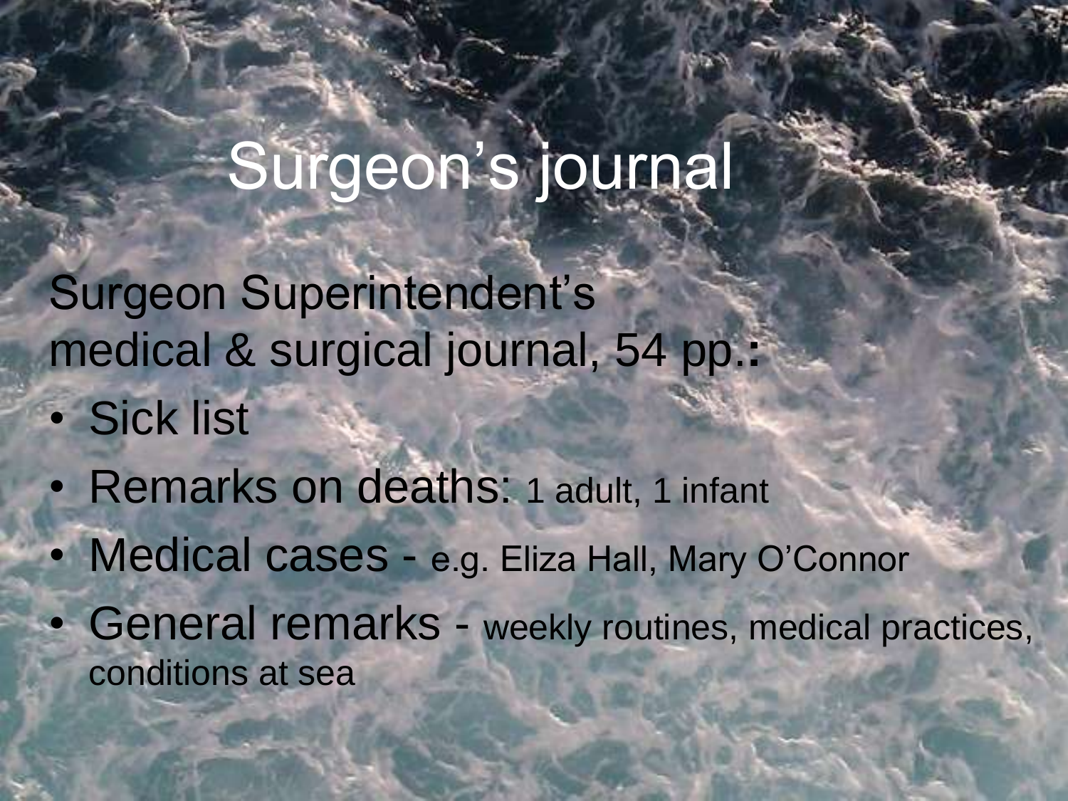# Surgeon's journal

Surgeon Superintendent's medical & surgical journal, 54 pp.:

- Sick list
- Remarks on deaths: 1 adult, 1 infant
- Medical cases - e.g. Eliza Hall, Mary O'Connor
- General remarks - weekly routines, medical practices, conditions at sea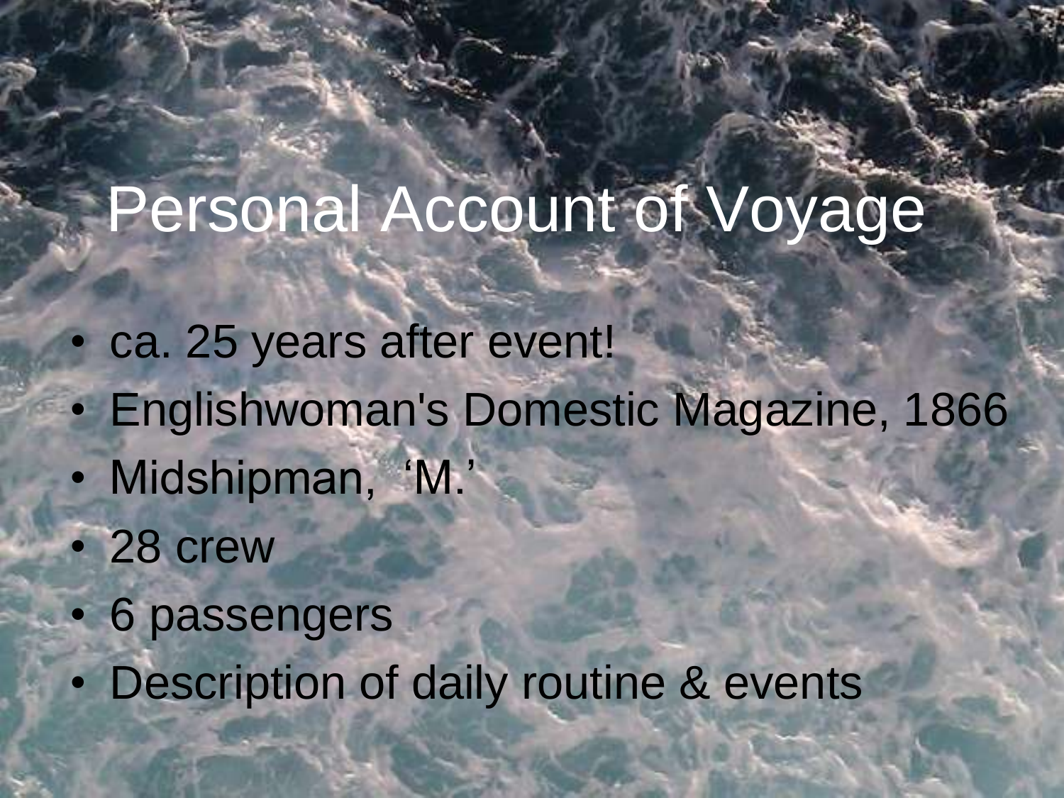# Personal Account of Voyage

- ca. 25 years after event!
- Englishwoman's Domestic Magazine, 1866
- Midshipman, 'M.'
- 28 crew
- 6 passengers
- Description of daily routine & events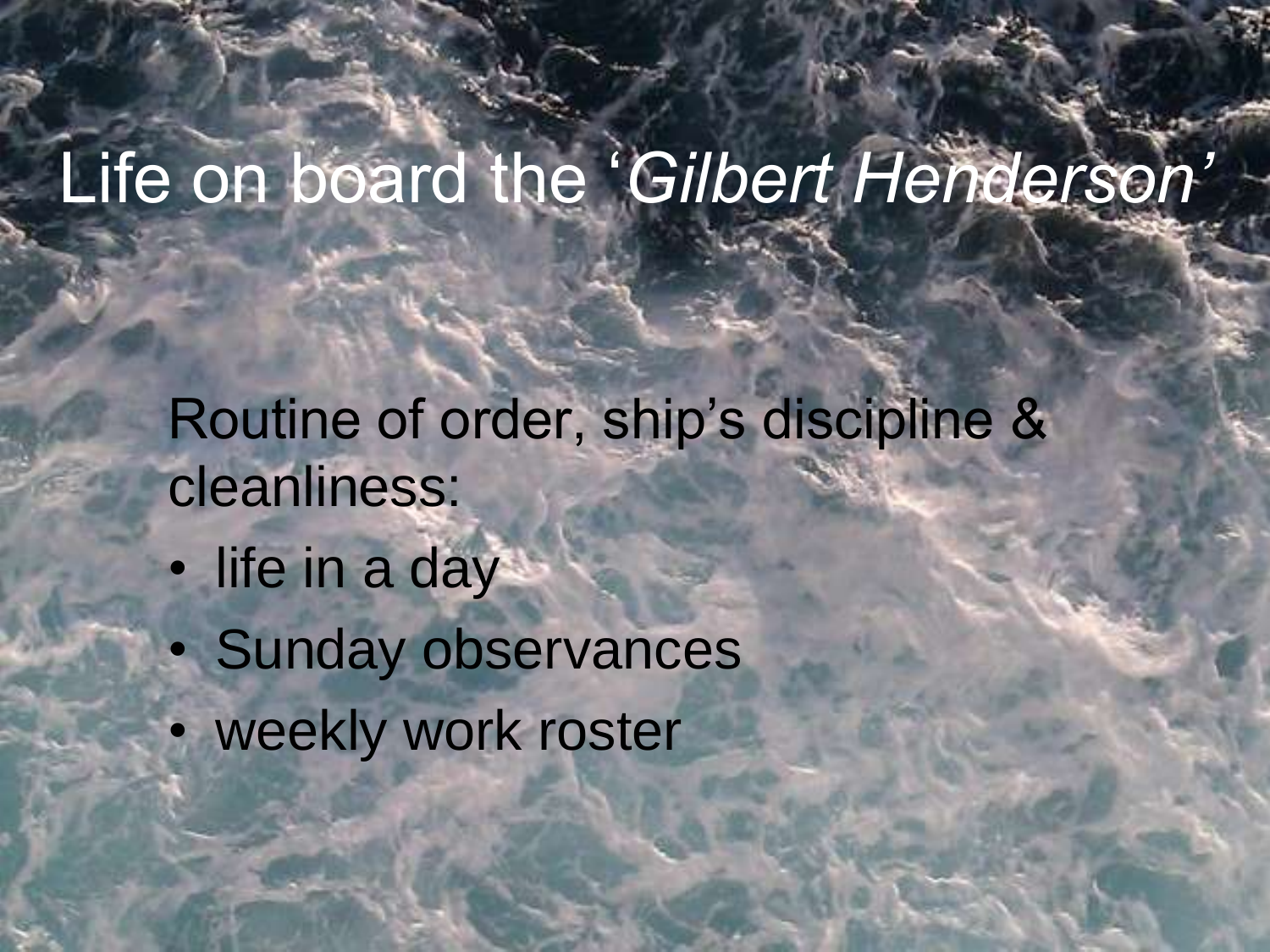# Life on board the '*Gilbert Henderson*'

Routine of order, ship's discipline & cleanliness:

- life in a day
- Sunday observances
- weekly work roster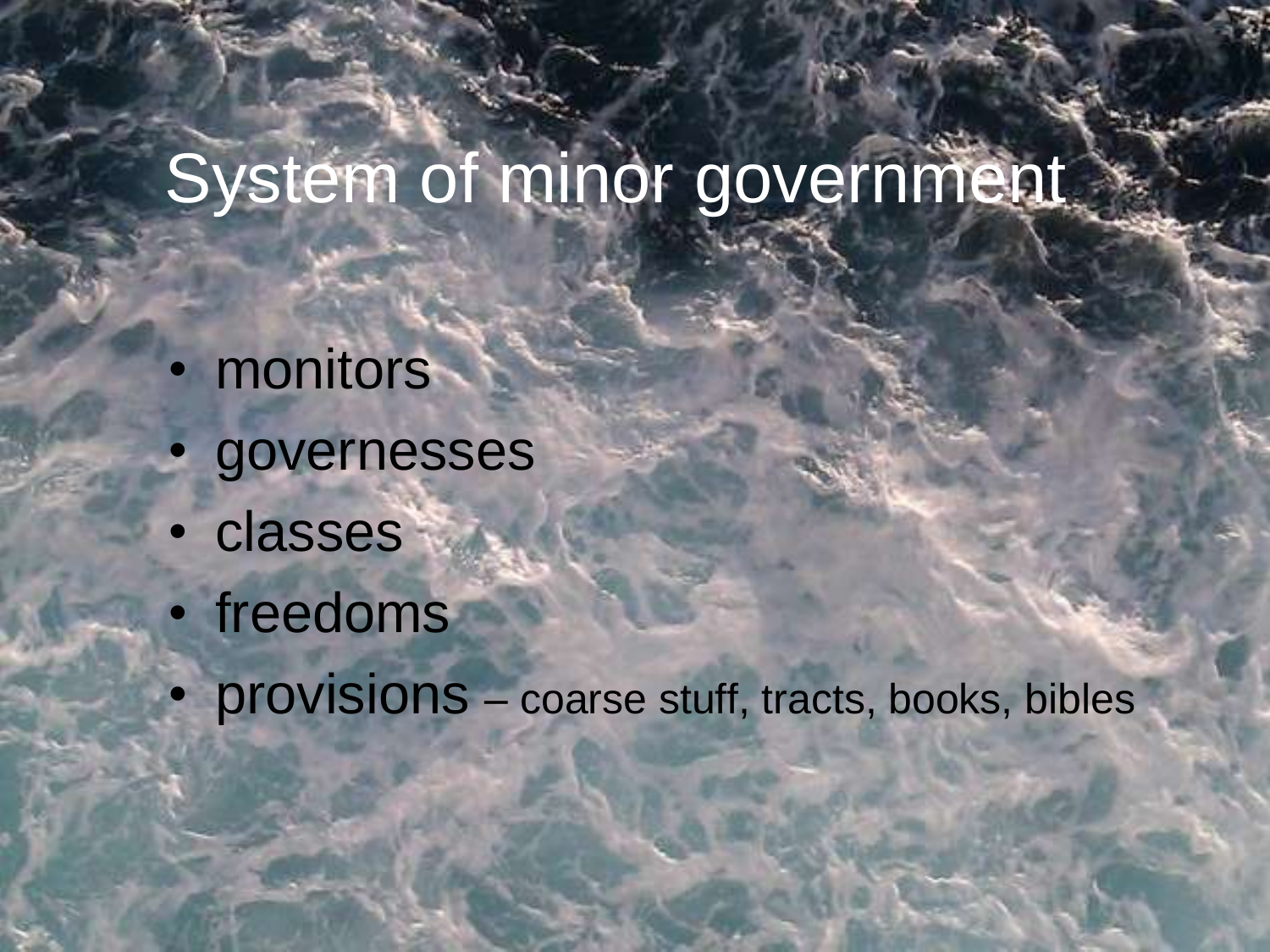# System of minor government

- monitors
- governesses
- classes
- freedoms
- provisions – coarse stuff, tracts, books, bibles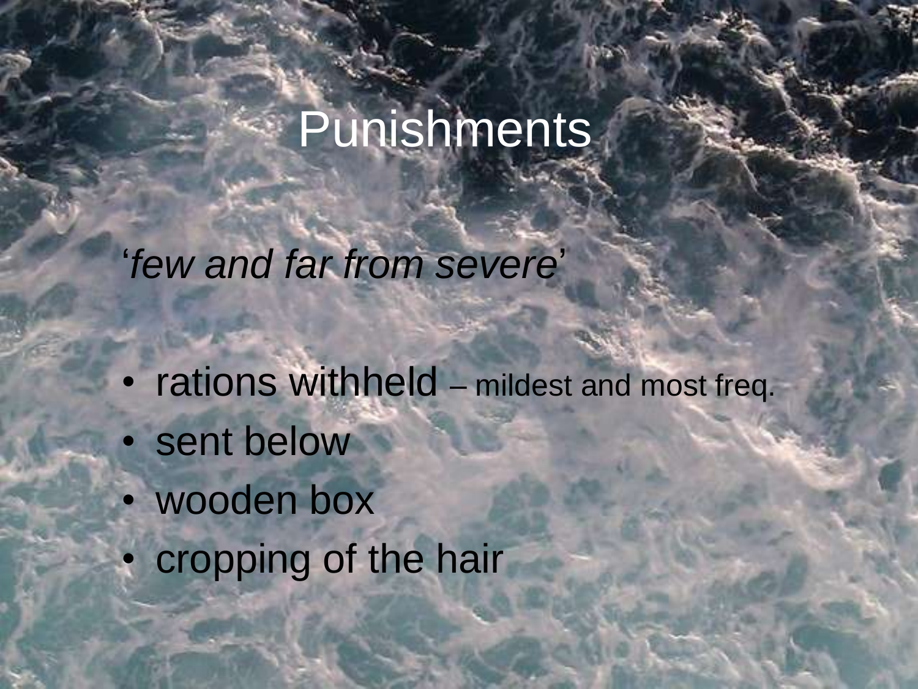# Punishments

'*few and far from severe*'

- rations withheld – mildest and most freq.
- sent below
- wooden box
- cropping of the hair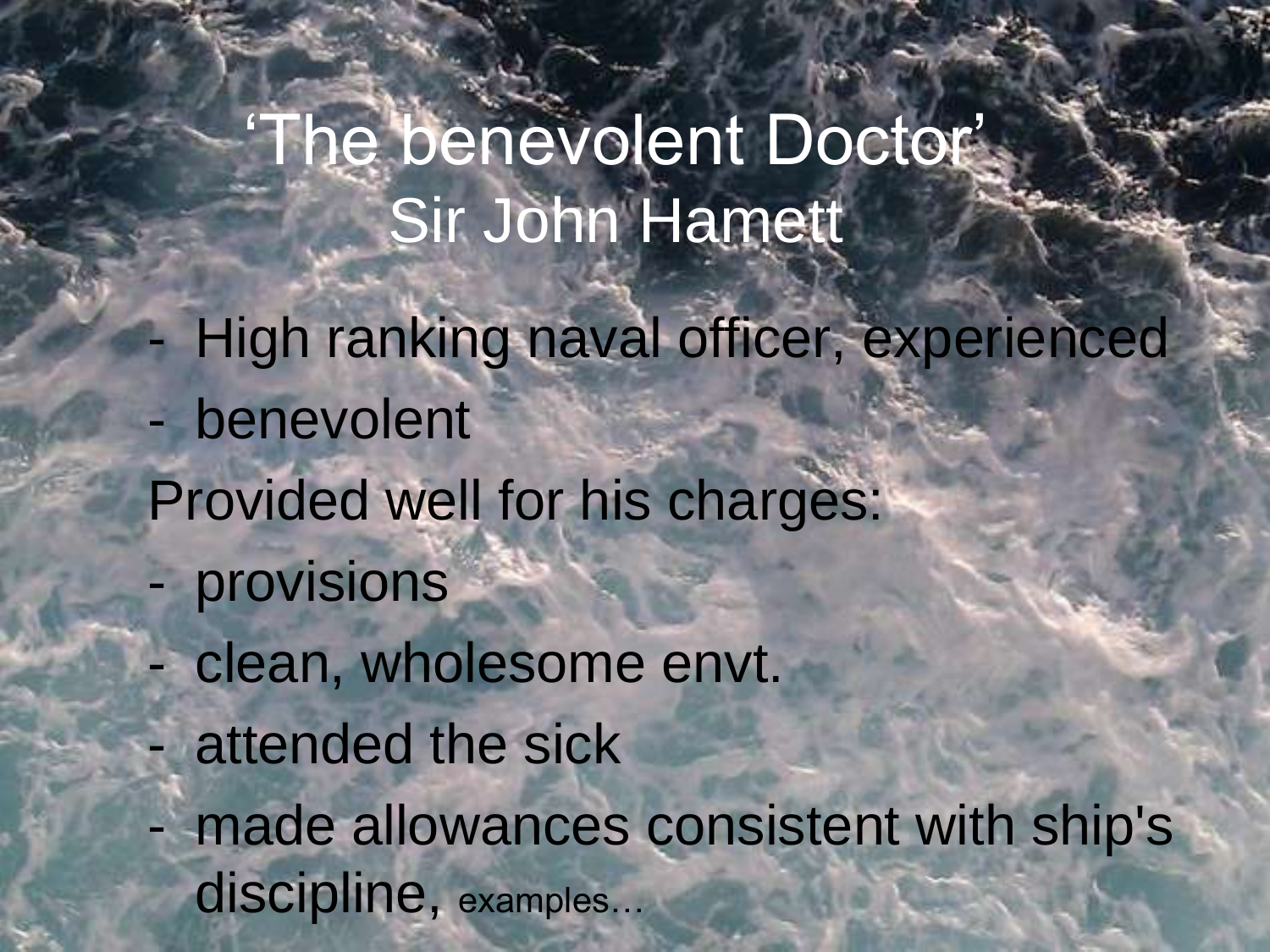# 'The benevolent Doctor' Sir John Hamett

- High ranking naval officer, experienced
- benevolent

Provided well for his charges:

- provisions
- clean, wholesome envt.
- attended the sick
- made allowances consistent with ship's discipline, examples…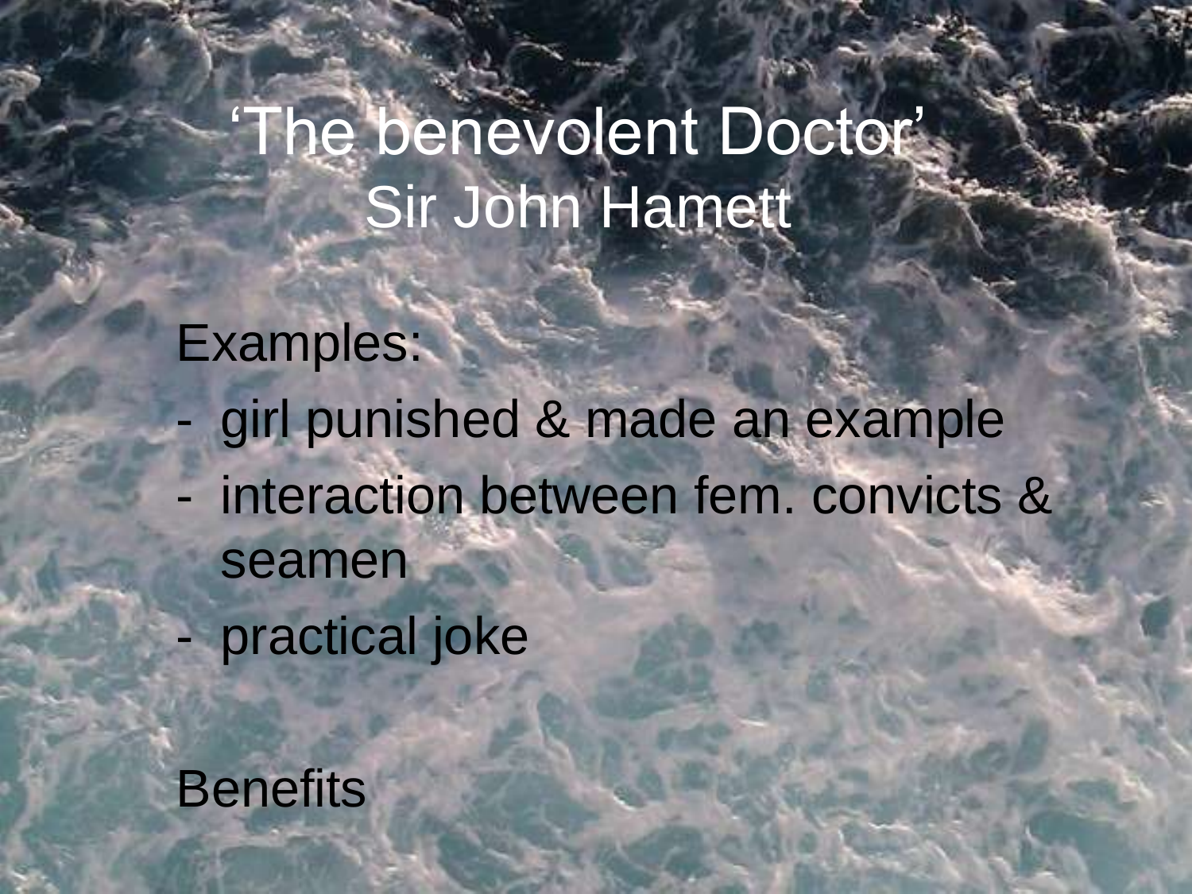# ‘The benevolent Doctor’ Sir John Hamett

Examples:

- girl punished & made an example
- interaction between fem. convicts & seamen
- practical joke

Benefits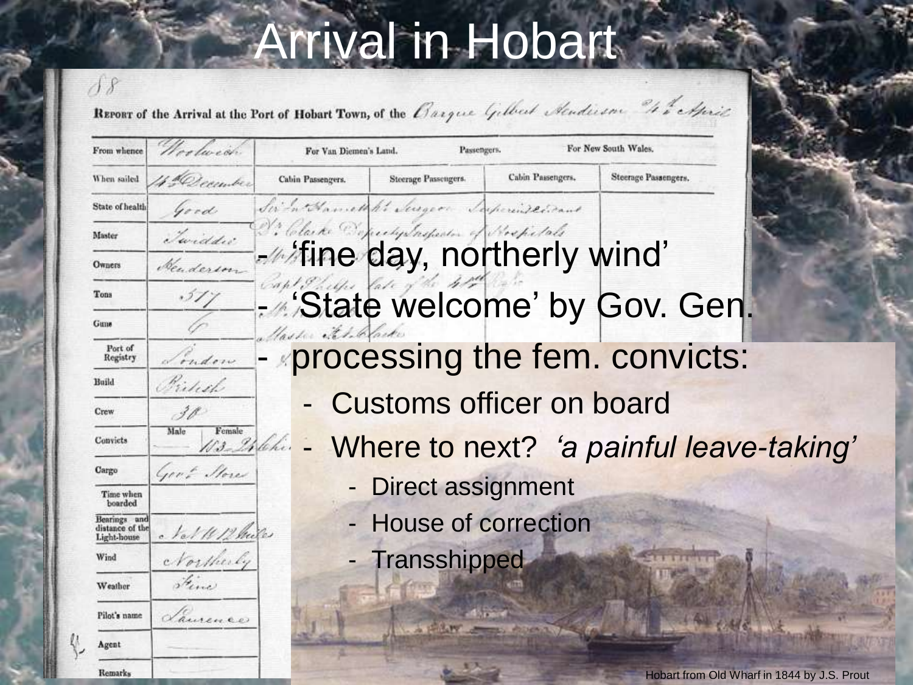# Arrival in Hobart

- 'fine day, northerly wind'
- 'State welcome' by Gov. Gen.
- processing the fem. convicts:
  - Customs officer on board
  - Where to next? *'a painful leave-taking'*
    - Direct assignment
    - House of correction
    - Transshipped

Hobart from Old Wharf in 1844 by J.S. Prout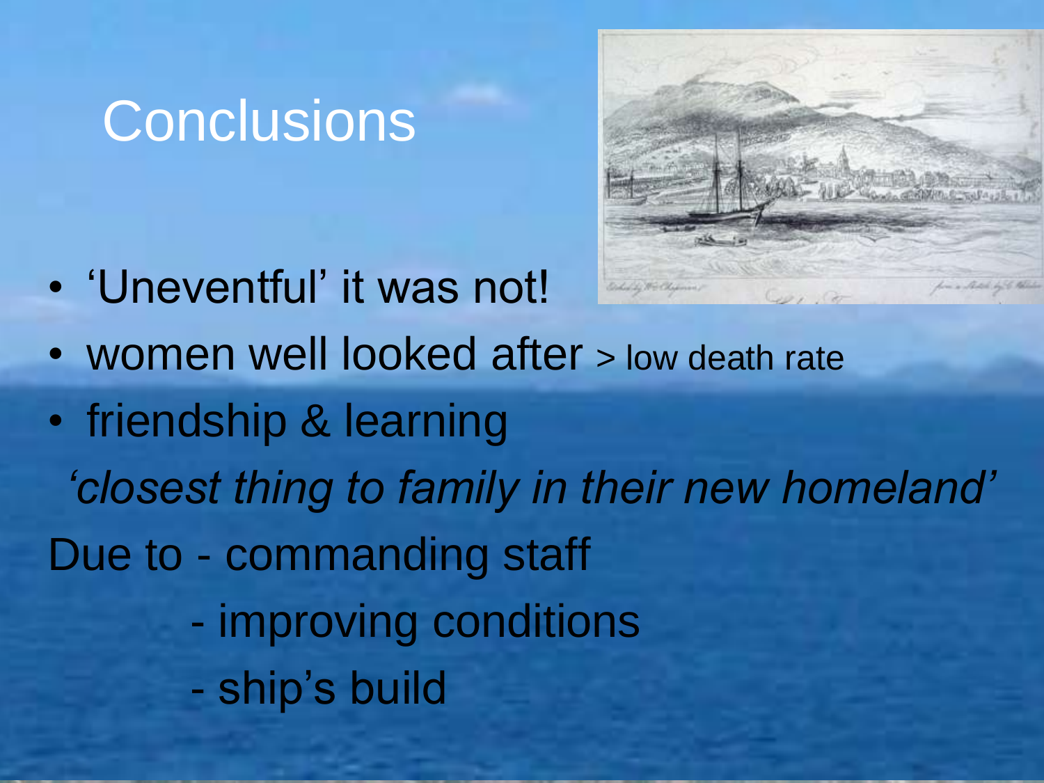# Conclusions

- 'Uneventful' it was not!
- women well looked after > low death rate
- friendship & learning

*'closest thing to family in their new homeland'*

Due to - commanding staff

- improving conditions
- ship's build